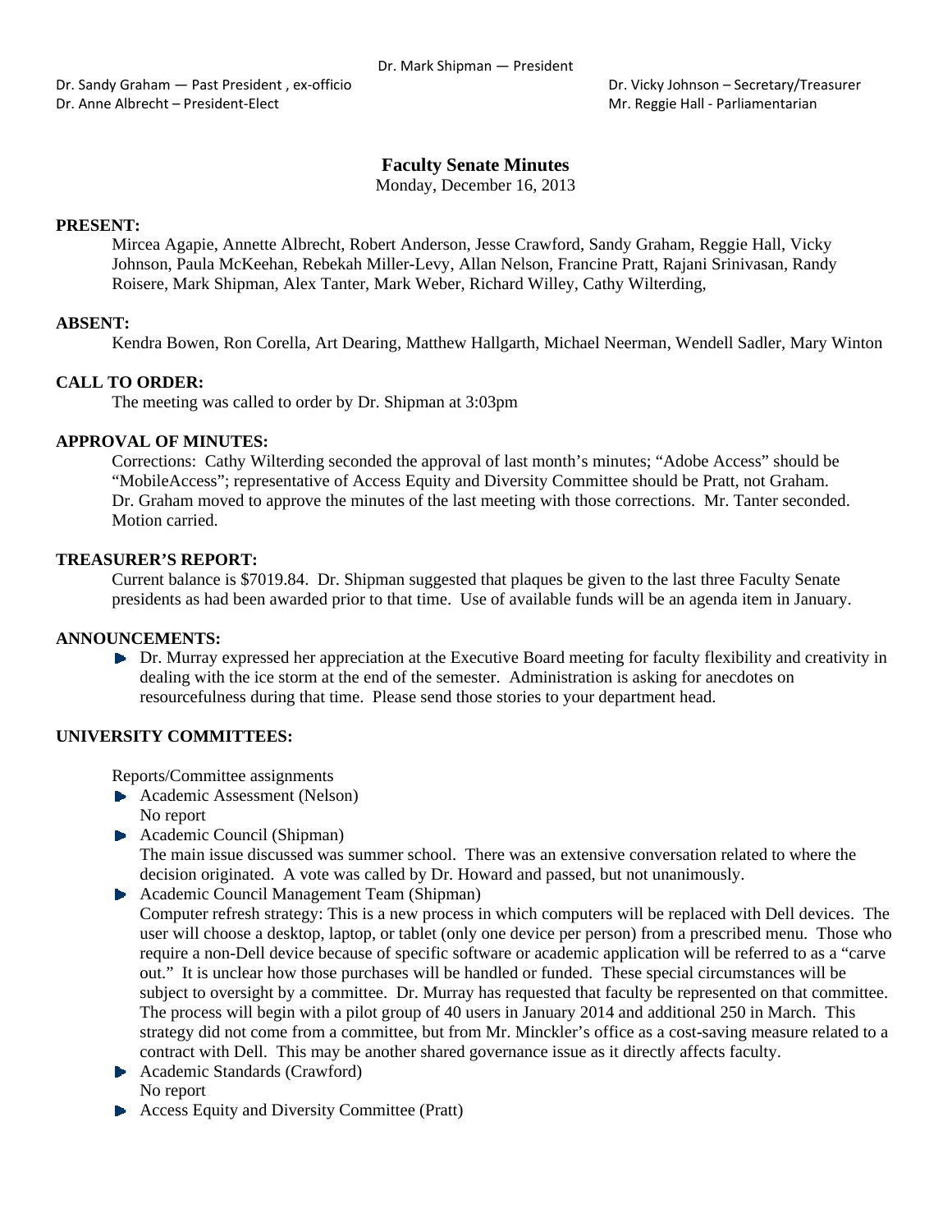Dr. Mark Shipman — President

Dr. Sandy Graham — Past President , ex-officio

Dr. Anne Albrecht – President-Elect

Dr. Vicky Johnson – Secretary/Treasurer

Mr. Reggie Hall - Parliamentarian

## Faculty Senate Minutes

Monday, December 16, 2013

**PRESENT:**

Mircea Agapie, Annette Albrecht, Robert Anderson, Jesse Crawford, Sandy Graham, Reggie Hall, Vicky Johnson, Paula McKeehan, Rebekah Miller-Levy, Allan Nelson, Francine Pratt, Rajani Srinivasan, Randy Roisere, Mark Shipman, Alex Tanter, Mark Weber, Richard Willey, Cathy Wilterding,

**ABSENT:**

Kendra Bowen, Ron Corella, Art Dearing, Matthew Hallgarth, Michael Neerman, Wendell Sadler, Mary Winton

**CALL TO ORDER:**

The meeting was called to order by Dr. Shipman at 3:03pm

**APPROVAL OF MINUTES:**

Corrections: Cathy Wilterding seconded the approval of last month's minutes; "Adobe Access" should be "MobileAccess"; representative of Access Equity and Diversity Committee should be Pratt, not Graham. Dr. Graham moved to approve the minutes of the last meeting with those corrections. Mr. Tanter seconded. Motion carried.

**TREASURER'S REPORT:**

Current balance is $7019.84. Dr. Shipman suggested that plaques be given to the last three Faculty Senate presidents as had been awarded prior to that time. Use of available funds will be an agenda item in January.

**ANNOUNCEMENTS:**

- Dr. Murray expressed her appreciation at the Executive Board meeting for faculty flexibility and creativity in dealing with the ice storm at the end of the semester. Administration is asking for anecdotes on resourcefulness during that time. Please send those stories to your department head.

**UNIVERSITY COMMITTEES:**

Reports/Committee assignments

- Academic Assessment (Nelson)
  No report
- Academic Council (Shipman)
  The main issue discussed was summer school. There was an extensive conversation related to where the decision originated. A vote was called by Dr. Howard and passed, but not unanimously.
- Academic Council Management Team (Shipman)
  Computer refresh strategy: This is a new process in which computers will be replaced with Dell devices. The user will choose a desktop, laptop, or tablet (only one device per person) from a prescribed menu. Those who require a non-Dell device because of specific software or academic application will be referred to as a "carve out." It is unclear how those purchases will be handled or funded. These special circumstances will be subject to oversight by a committee. Dr. Murray has requested that faculty be represented on that committee. The process will begin with a pilot group of 40 users in January 2014 and additional 250 in March. This strategy did not come from a committee, but from Mr. Minckler's office as a cost-saving measure related to a contract with Dell. This may be another shared governance issue as it directly affects faculty.
- Academic Standards (Crawford)
  No report
- Access Equity and Diversity Committee (Pratt)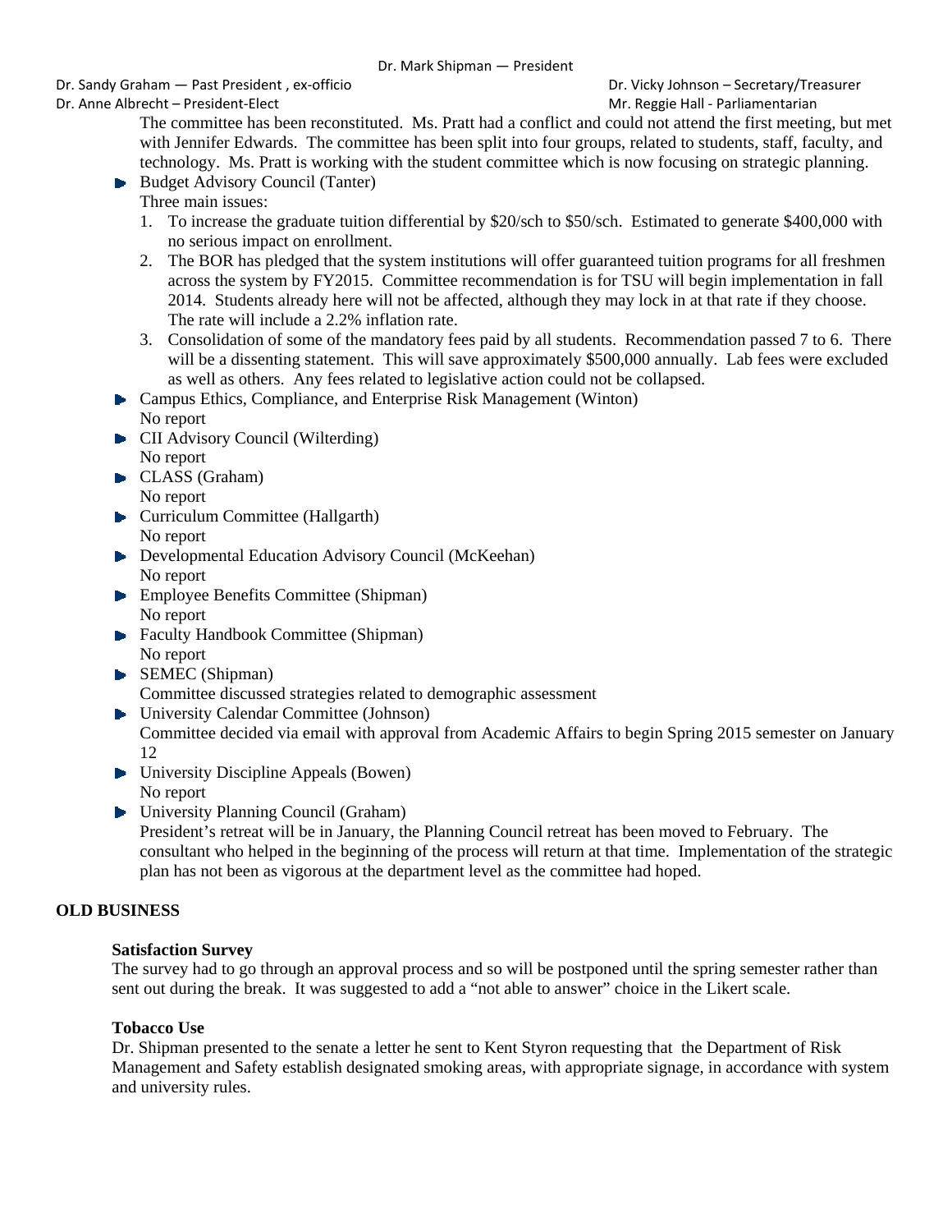The committee has been reconstituted. Ms. Pratt had a conflict and could not attend the first meeting, but met with Jennifer Edwards. The committee has been split into four groups, related to students, staff, faculty, and technology. Ms. Pratt is working with the student committee which is now focusing on strategic planning.

- Budget Advisory Council (Tanter)
  Three main issues:
  1. To increase the graduate tuition differential by $20/sch to $50/sch. Estimated to generate $400,000 with no serious impact on enrollment.
  2. The BOR has pledged that the system institutions will offer guaranteed tuition programs for all freshmen across the system by FY2015. Committee recommendation is for TSU will begin implementation in fall 2014. Students already here will not be affected, although they may lock in at that rate if they choose. The rate will include a 2.2% inflation rate.
  3. Consolidation of some of the mandatory fees paid by all students. Recommendation passed 7 to 6. There will be a dissenting statement. This will save approximately $500,000 annually. Lab fees were excluded as well as others. Any fees related to legislative action could not be collapsed.
- Campus Ethics, Compliance, and Enterprise Risk Management (Winton)
  No report
- CII Advisory Council (Wilterding)
  No report
- CLASS (Graham)
  No report
- Curriculum Committee (Hallgarth)
  No report
- Developmental Education Advisory Council (McKeehan)
  No report
- Employee Benefits Committee (Shipman)
  No report
- Faculty Handbook Committee (Shipman)
  No report
- SEMEC (Shipman)
  Committee discussed strategies related to demographic assessment
- University Calendar Committee (Johnson)
  Committee decided via email with approval from Academic Affairs to begin Spring 2015 semester on January 12
- University Discipline Appeals (Bowen)
  No report
- University Planning Council (Graham)
  President's retreat will be in January, the Planning Council retreat has been moved to February. The consultant who helped in the beginning of the process will return at that time. Implementation of the strategic plan has not been as vigorous at the department level as the committee had hoped.

## OLD BUSINESS

**Satisfaction Survey**

The survey had to go through an approval process and so will be postponed until the spring semester rather than sent out during the break. It was suggested to add a "not able to answer" choice in the Likert scale.

**Tobacco Use**

Dr. Shipman presented to the senate a letter he sent to Kent Styron requesting that the Department of Risk Management and Safety establish designated smoking areas, with appropriate signage, in accordance with system and university rules.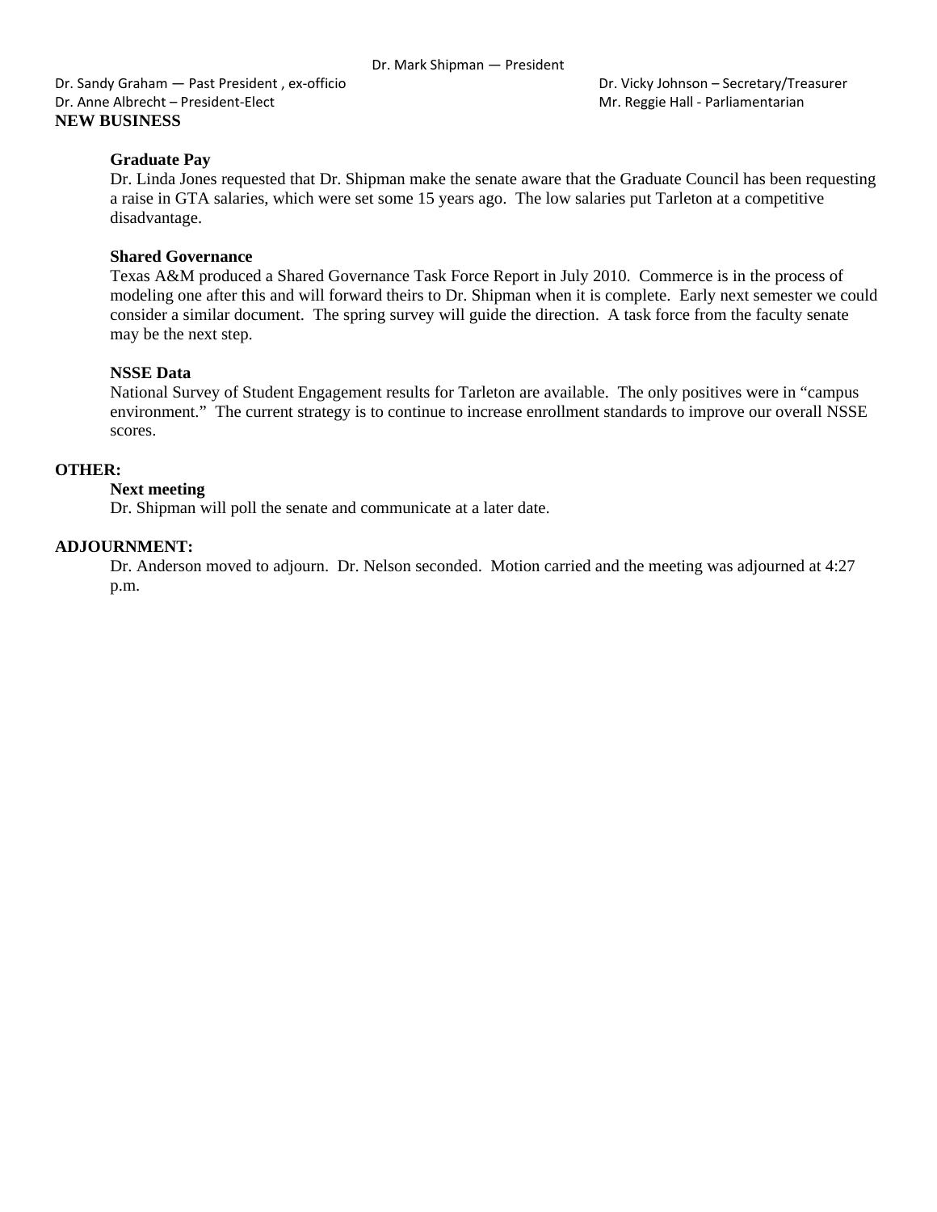**NEW BUSINESS**

**Graduate Pay**

Dr. Linda Jones requested that Dr. Shipman make the senate aware that the Graduate Council has been requesting a raise in GTA salaries, which were set some 15 years ago. The low salaries put Tarleton at a competitive disadvantage.

**Shared Governance**

Texas A&M produced a Shared Governance Task Force Report in July 2010. Commerce is in the process of modeling one after this and will forward theirs to Dr. Shipman when it is complete. Early next semester we could consider a similar document. The spring survey will guide the direction. A task force from the faculty senate may be the next step.

**NSSE Data**

National Survey of Student Engagement results for Tarleton are available. The only positives were in "campus environment." The current strategy is to continue to increase enrollment standards to improve our overall NSSE scores.

**OTHER:**

**Next meeting**

Dr. Shipman will poll the senate and communicate at a later date.

**ADJOURNMENT:**

Dr. Anderson moved to adjourn. Dr. Nelson seconded. Motion carried and the meeting was adjourned at 4:27 p.m.